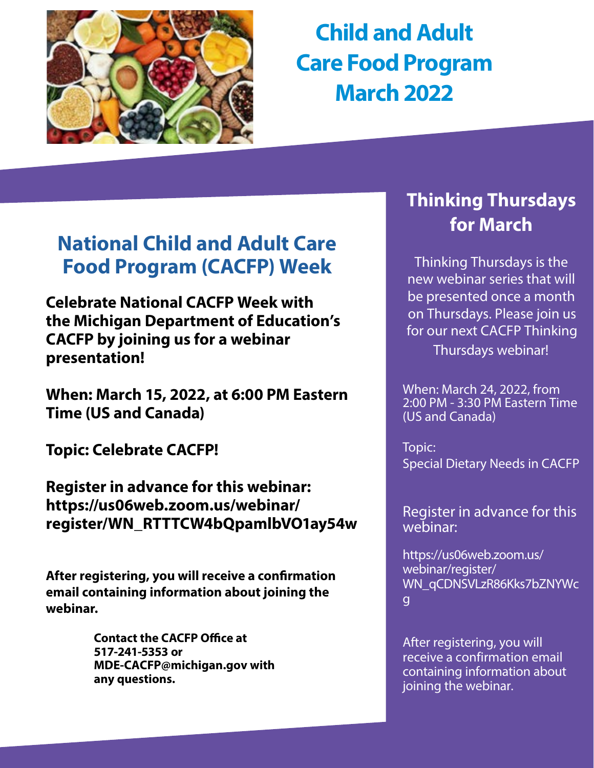# Child and Adult Care Food Program March 2022

## National Child and Adult Care Food Program (CACFP) Week

**Celebrate National CACFP Week with the Michigan Department of Education's CACFP by joining us for a webinar presentation!**

**When: March 15, 2022, at 6:00 PM Eastern Time (US and Canada)**

**Topic: Celebrate CACFP!**

**Register in advance for this webinar: https://us06web.zoom.us/webinar/register/WN_RTTTCW4bQpamlbVO1ay54w**

**After registering, you will receive a confirmation email containing information about joining the webinar.**

**Contact the CACFP Office at 517-241-5353 or MDE-CACFP@michigan.gov with any questions.**

## Thinking Thursdays for March

Thinking Thursdays is the new webinar series that will be presented once a month on Thursdays. Please join us for our next CACFP Thinking Thursdays webinar!

When: March 24, 2022, from 2:00 PM - 3:30 PM Eastern Time (US and Canada)

Topic:
Special Dietary Needs in CACFP

Register in advance for this webinar:

https://us06web.zoom.us/webinar/register/WN_qCDNSVLzR86Kks7bZNYWcg

After registering, you will receive a confirmation email containing information about joining the webinar.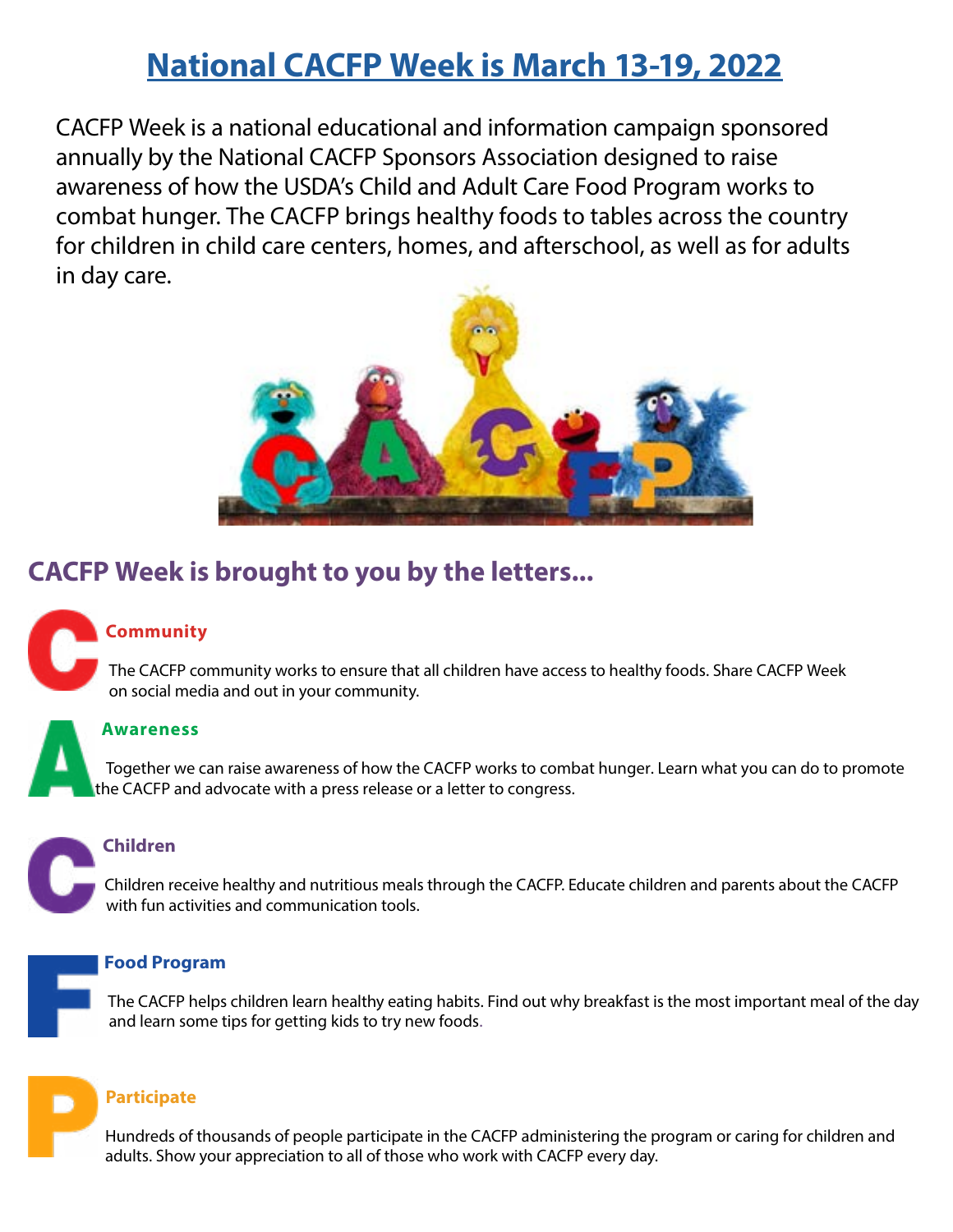# National CACFP Week is March 13-19, 2022

CACFP Week is a national educational and information campaign sponsored annually by the National CACFP Sponsors Association designed to raise awareness of how the USDA's Child and Adult Care Food Program works to combat hunger. The CACFP brings healthy foods to tables across the country for children in child care centers, homes, and afterschool, as well as for adults in day care.

## CACFP Week is brought to you by the letters...

### Community

The CACFP community works to ensure that all children have access to healthy foods. Share CACFP Week on social media and out in your community.

### Awareness

Together we can raise awareness of how the CACFP works to combat hunger. Learn what you can do to promote the CACFP and advocate with a press release or a letter to congress.

### Children

Children receive healthy and nutritious meals through the CACFP. Educate children and parents about the CACFP with fun activities and communication tools.

### Food Program

The CACFP helps children learn healthy eating habits. Find out why breakfast is the most important meal of the day and learn some tips for getting kids to try new foods.

### Participate

Hundreds of thousands of people participate in the CACFP administering the program or caring for children and adults. Show your appreciation to all of those who work with CACFP every day.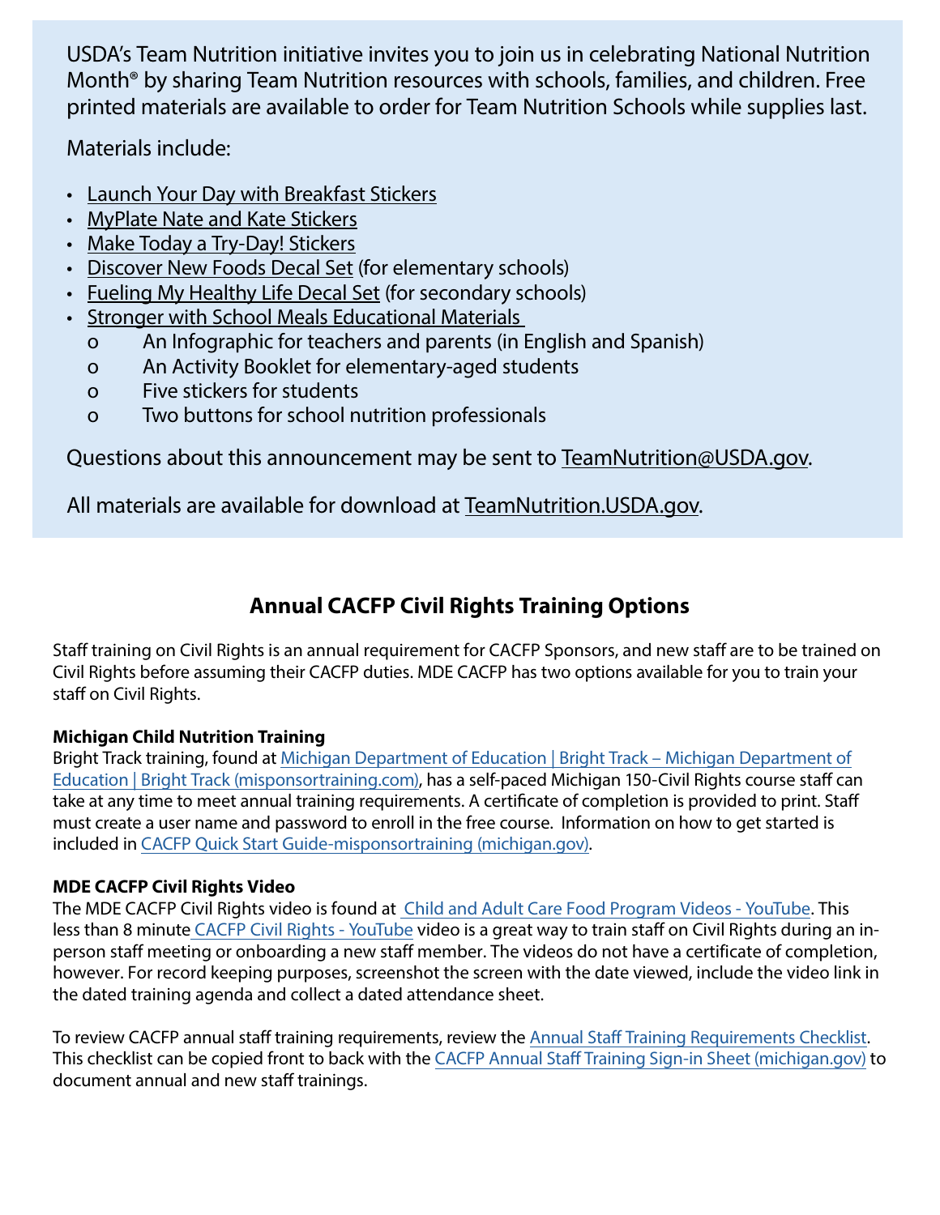USDA's Team Nutrition initiative invites you to join us in celebrating National Nutrition Month® by sharing Team Nutrition resources with schools, families, and children. Free printed materials are available to order for Team Nutrition Schools while supplies last.

Materials include:

- Launch Your Day with Breakfast Stickers
- MyPlate Nate and Kate Stickers
- Make Today a Try-Day! Stickers
- Discover New Foods Decal Set (for elementary schools)
- Fueling My Healthy Life Decal Set (for secondary schools)
- Stronger with School Meals Educational Materials
    - An Infographic for teachers and parents (in English and Spanish)
    - An Activity Booklet for elementary-aged students
    - Five stickers for students
    - Two buttons for school nutrition professionals

Questions about this announcement may be sent to TeamNutrition@USDA.gov.

All materials are available for download at TeamNutrition.USDA.gov.

## Annual CACFP Civil Rights Training Options

Staff training on Civil Rights is an annual requirement for CACFP Sponsors, and new staff are to be trained on Civil Rights before assuming their CACFP duties. MDE CACFP has two options available for you to train your staff on Civil Rights.

**Michigan Child Nutrition Training**

Bright Track training, found at Michigan Department of Education | Bright Track – Michigan Department of Education | Bright Track (misponsortraining.com), has a self-paced Michigan 150-Civil Rights course staff can take at any time to meet annual training requirements. A certificate of completion is provided to print. Staff must create a user name and password to enroll in the free course. Information on how to get started is included in CACFP Quick Start Guide-misponsortraining (michigan.gov).

**MDE CACFP Civil Rights Video**

The MDE CACFP Civil Rights video is found at Child and Adult Care Food Program Videos - YouTube. This less than 8 minute CACFP Civil Rights - YouTube video is a great way to train staff on Civil Rights during an in-person staff meeting or onboarding a new staff member. The videos do not have a certificate of completion, however. For record keeping purposes, screenshot the screen with the date viewed, include the video link in the dated training agenda and collect a dated attendance sheet.

To review CACFP annual staff training requirements, review the Annual Staff Training Requirements Checklist. This checklist can be copied front to back with the CACFP Annual Staff Training Sign-in Sheet (michigan.gov) to document annual and new staff trainings.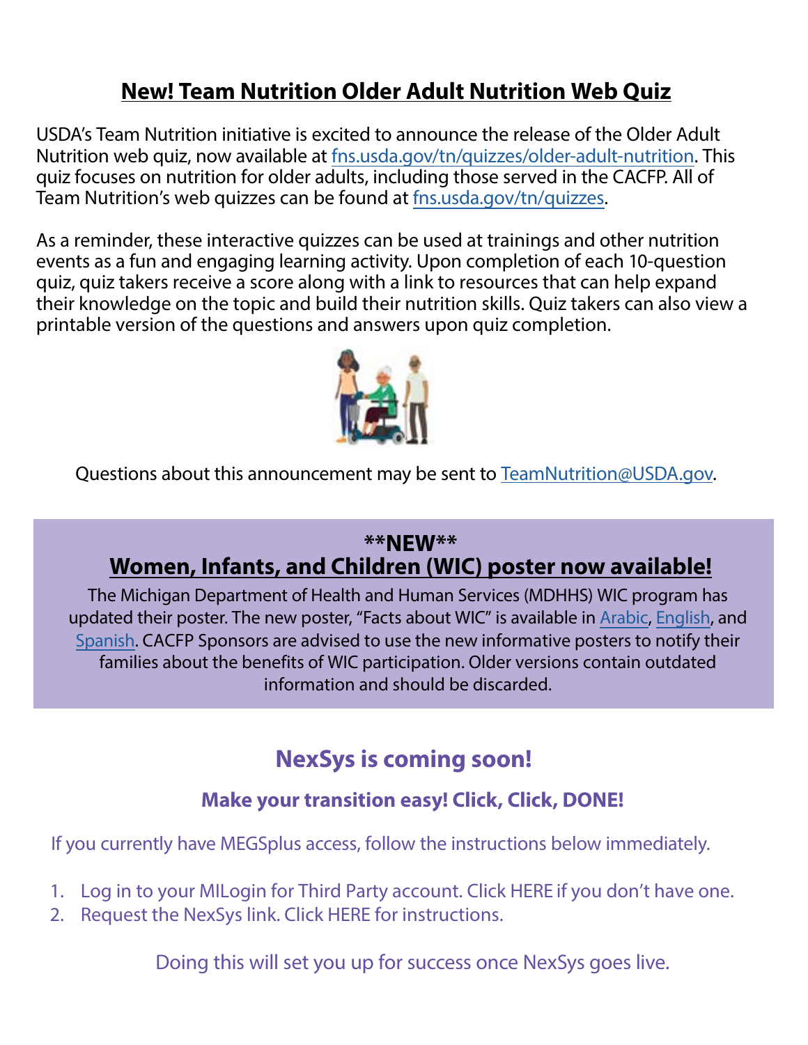## New! Team Nutrition Older Adult Nutrition Web Quiz

USDA's Team Nutrition initiative is excited to announce the release of the Older Adult Nutrition web quiz, now available at fns.usda.gov/tn/quizzes/older-adult-nutrition. This quiz focuses on nutrition for older adults, including those served in the CACFP. All of Team Nutrition's web quizzes can be found at fns.usda.gov/tn/quizzes.

As a reminder, these interactive quizzes can be used at trainings and other nutrition events as a fun and engaging learning activity. Upon completion of each 10-question quiz, quiz takers receive a score along with a link to resources that can help expand their knowledge on the topic and build their nutrition skills. Quiz takers can also view a printable version of the questions and answers upon quiz completion.

Questions about this announcement may be sent to TeamNutrition@USDA.gov.

## **NEW**
## Women, Infants, and Children (WIC) poster now available!

The Michigan Department of Health and Human Services (MDHHS) WIC program has updated their poster. The new poster, "Facts about WIC" is available in Arabic, English, and Spanish. CACFP Sponsors are advised to use the new informative posters to notify their families about the benefits of WIC participation. Older versions contain outdated information and should be discarded.

## NexSys is coming soon!

### Make your transition easy! Click, Click, DONE!

If you currently have MEGSplus access, follow the instructions below immediately.

1. Log in to your MILogin for Third Party account. Click HERE if you don't have one.
2. Request the NexSys link. Click HERE for instructions.

Doing this will set you up for success once NexSys goes live.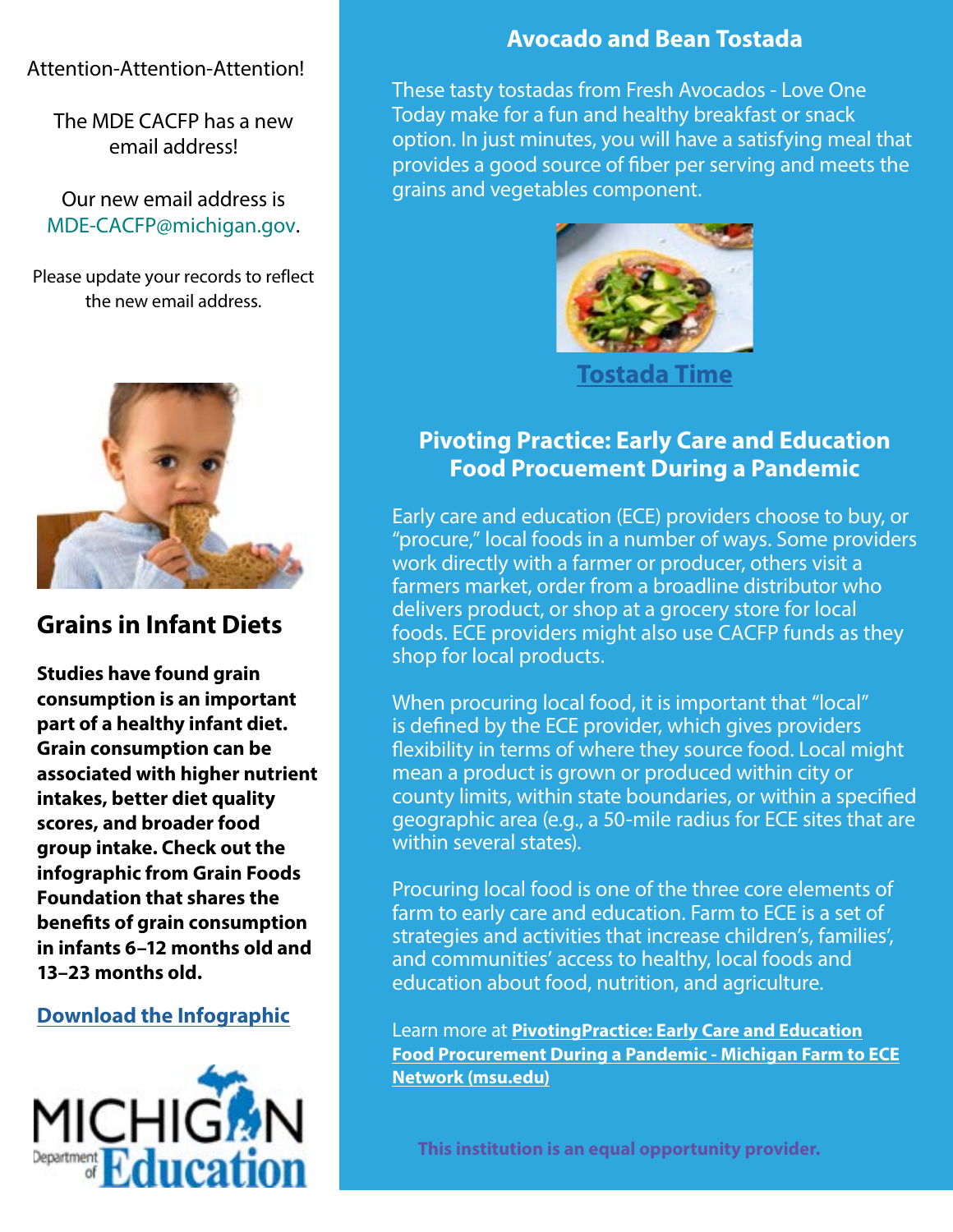Attention-Attention-Attention!

The MDE CACFP has a new email address!

Our new email address is MDE-CACFP@michigan.gov.

Please update your records to reflect the new email address.

## Grains in Infant Diets

**Studies have found grain consumption is an important part of a healthy infant diet. Grain consumption can be associated with higher nutrient intakes, better diet quality scores, and broader food group intake. Check out the infographic from Grain Foods Foundation that shares the benefits of grain consumption in infants 6–12 months old and 13–23 months old.**

**Download the Infographic**

## Avocado and Bean Tostada

These tasty tostadas from Fresh Avocados - Love One Today make for a fun and healthy breakfast or snack option. In just minutes, you will have a satisfying meal that provides a good source of fiber per serving and meets the grains and vegetables component.

**Tostada Time**

## Pivoting Practice: Early Care and Education Food Procuement During a Pandemic

Early care and education (ECE) providers choose to buy, or "procure," local foods in a number of ways. Some providers work directly with a farmer or producer, others visit a farmers market, order from a broadline distributor who delivers product, or shop at a grocery store for local foods. ECE providers might also use CACFP funds as they shop for local products.

When procuring local food, it is important that "local" is defined by the ECE provider, which gives providers flexibility in terms of where they source food. Local might mean a product is grown or produced within city or county limits, within state boundaries, or within a specified geographic area (e.g., a 50-mile radius for ECE sites that are within several states).

Procuring local food is one of the three core elements of farm to early care and education. Farm to ECE is a set of strategies and activities that increase children's, families', and communities' access to healthy, local foods and education about food, nutrition, and agriculture.

Learn more at **PivotingPractice: Early Care and Education Food Procurement During a Pandemic - Michigan Farm to ECE Network (msu.edu)**

**This institution is an equal opportunity provider.**